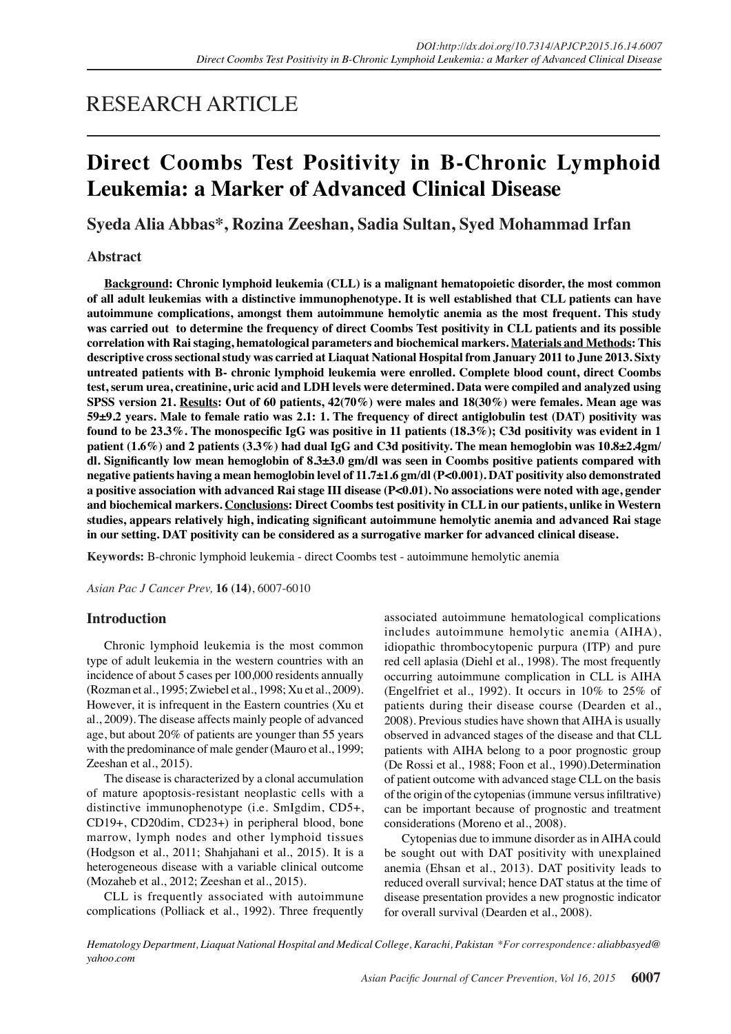RESEARCH ARTICLE

# Direct Coombs Test Positivity in B-Chronic Lymphoid Leukemia: a Marker of Advanced Clinical Disease

**Syeda Alia Abbas\*, Rozina Zeeshan, Sadia Sultan, Syed Mohammad Irfan**

## Abstract

**Background: Chronic lymphoid leukemia (CLL) is a malignant hematopoietic disorder, the most common of all adult leukemias with a distinctive immunophenotype. It is well established that CLL patients can have autoimmune complications, amongst them autoimmune hemolytic anemia as the most frequent. This study was carried out to determine the frequency of direct Coombs Test positivity in CLL patients and its possible correlation with Rai staging, hematological parameters and biochemical markers. Materials and Methods: This descriptive cross sectional study was carried at Liaquat National Hospital from January 2011 to June 2013. Sixty untreated patients with B- chronic lymphoid leukemia were enrolled. Complete blood count, direct Coombs test, serum urea, creatinine, uric acid and LDH levels were determined. Data were compiled and analyzed using SPSS version 21. Results: Out of 60 patients, 42(70%) were males and 18(30%) were females. Mean age was 59±9.2 years. Male to female ratio was 2.1: 1. The frequency of direct antiglobulin test (DAT) positivity was found to be 23.3%. The monospecific IgG was positive in 11 patients (18.3%); C3d positivity was evident in 1 patient (1.6%) and 2 patients (3.3%) had dual IgG and C3d positivity. The mean hemoglobin was 10.8±2.4gm/dl. Significantly low mean hemoglobin of 8.3±3.0 gm/dl was seen in Coombs positive patients compared with negative patients having a mean hemoglobin level of 11.7±1.6 gm/dl (P<0.001). DAT positivity also demonstrated a positive association with advanced Rai stage III disease (P<0.01). No associations were noted with age, gender and biochemical markers. Conclusions: Direct Coombs test positivity in CLL in our patients, unlike in Western studies, appears relatively high, indicating significant autoimmune hemolytic anemia and advanced Rai stage in our setting. DAT positivity can be considered as a surrogative marker for advanced clinical disease.**

**Keywords:** B-chronic lymphoid leukemia - direct Coombs test - autoimmune hemolytic anemia

*Asian Pac J Cancer Prev,* **16 (14)**, 6007-6010

## Introduction

Chronic lymphoid leukemia is the most common type of adult leukemia in the western countries with an incidence of about 5 cases per 100,000 residents annually (Rozman et al., 1995; Zwiebel et al., 1998; Xu et al., 2009). However, it is infrequent in the Eastern countries (Xu et al., 2009). The disease affects mainly people of advanced age, but about 20% of patients are younger than 55 years with the predominance of male gender (Mauro et al., 1999; Zeeshan et al., 2015).

The disease is characterized by a clonal accumulation of mature apoptosis-resistant neoplastic cells with a distinctive immunophenotype (i.e. SmIgdim, CD5+, CD19+, CD20dim, CD23+) in peripheral blood, bone marrow, lymph nodes and other lymphoid tissues (Hodgson et al., 2011; Shahjahani et al., 2015). It is a heterogeneous disease with a variable clinical outcome (Mozaheb et al., 2012; Zeeshan et al., 2015).

CLL is frequently associated with autoimmune complications (Polliack et al., 1992). Three frequently associated autoimmune hematological complications includes autoimmune hemolytic anemia (AIHA), idiopathic thrombocytopenic purpura (ITP) and pure red cell aplasia (Diehl et al., 1998). The most frequently occurring autoimmune complication in CLL is AIHA (Engelfriet et al., 1992). It occurs in 10% to 25% of patients during their disease course (Dearden et al., 2008). Previous studies have shown that AIHA is usually observed in advanced stages of the disease and that CLL patients with AIHA belong to a poor prognostic group (De Rossi et al., 1988; Foon et al., 1990).Determination of patient outcome with advanced stage CLL on the basis of the origin of the cytopenias (immune versus infiltrative) can be important because of prognostic and treatment considerations (Moreno et al., 2008).

Cytopenias due to immune disorder as in AIHA could be sought out with DAT positivity with unexplained anemia (Ehsan et al., 2013). DAT positivity leads to reduced overall survival; hence DAT status at the time of disease presentation provides a new prognostic indicator for overall survival (Dearden et al., 2008).

*Hematology Department, Liaquat National Hospital and Medical College, Karachi, Pakistan \*For correspondence: aliabbasyed@yahoo.com*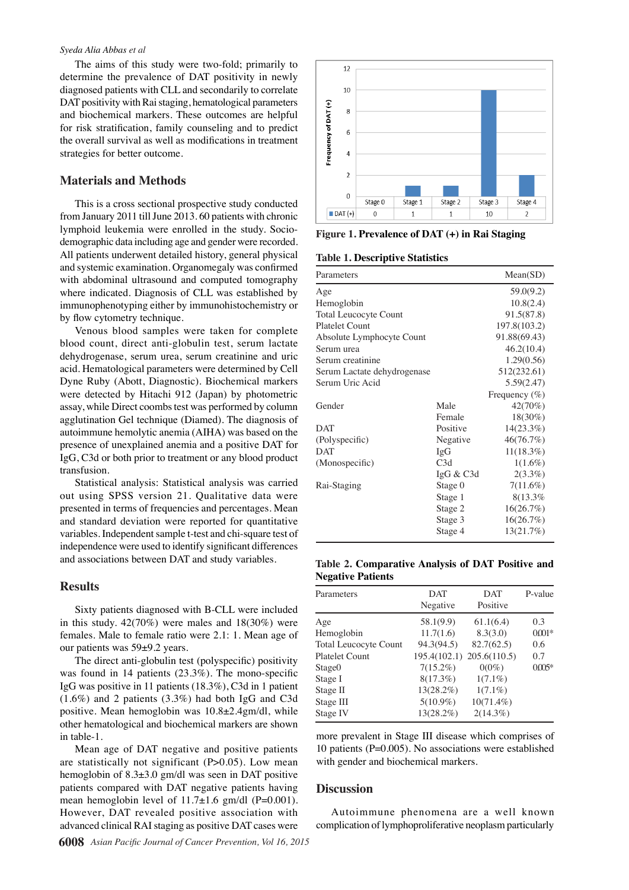The aims of this study were two-fold; primarily to determine the prevalence of DAT positivity in newly diagnosed patients with CLL and secondarily to correlate DAT positivity with Rai staging, hematological parameters and biochemical markers. These outcomes are helpful for risk stratification, family counseling and to predict the overall survival as well as modifications in treatment strategies for better outcome.

## Materials and Methods

This is a cross sectional prospective study conducted from January 2011 till June 2013. 60 patients with chronic lymphoid leukemia were enrolled in the study. Socio-demographic data including age and gender were recorded. All patients underwent detailed history, general physical and systemic examination. Organomegaly was confirmed with abdominal ultrasound and computed tomography where indicated. Diagnosis of CLL was established by immunophenotyping either by immunohistochemistry or by flow cytometry technique.

Venous blood samples were taken for complete blood count, direct anti-globulin test, serum lactate dehydrogenase, serum urea, serum creatinine and uric acid. Hematological parameters were determined by Cell Dyne Ruby (Abott, Diagnostic). Biochemical markers were detected by Hitachi 912 (Japan) by photometric assay, while Direct coombs test was performed by column agglutination Gel technique (Diamed). The diagnosis of autoimmune hemolytic anemia (AIHA) was based on the presence of unexplained anemia and a positive DAT for IgG, C3d or both prior to treatment or any blood product transfusion.

Statistical analysis: Statistical analysis was carried out using SPSS version 21. Qualitative data were presented in terms of frequencies and percentages. Mean and standard deviation were reported for quantitative variables. Independent sample t-test and chi-square test of independence were used to identify significant differences and associations between DAT and study variables.

## Results

Sixty patients diagnosed with B-CLL were included in this study. 42(70%) were males and 18(30%) were females. Male to female ratio were 2.1: 1. Mean age of our patients was 59±9.2 years.

The direct anti-globulin test (polyspecific) positivity was found in 14 patients (23.3%). The mono-specific IgG was positive in 11 patients (18.3%), C3d in 1 patient (1.6%) and 2 patients (3.3%) had both IgG and C3d positive. Mean hemoglobin was 10.8±2.4gm/dl, while other hematological and biochemical markers are shown in table-1.

Mean age of DAT negative and positive patients are statistically not significant (P>0.05). Low mean hemoglobin of 8.3±3.0 gm/dl was seen in DAT positive patients compared with DAT negative patients having mean hemoglobin level of 11.7±1.6 gm/dl (P=0.001). However, DAT revealed positive association with advanced clinical RAI staging as positive DAT cases were more prevalent in Stage III disease which comprises of 10 patients (P=0.005). No associations were established with gender and biochemical markers.

| | Stage 0 | Stage 1 | Stage 2 | Stage 3 | Stage 4 |
|---|---|---|---|---|---|
| DAT (+) | 0 | 1 | 1 | 10 | 2 |

**Figure 1. Prevalence of DAT (+) in Rai Staging**

**Table 1. Descriptive Statistics**

| Parameters | | Mean(SD) |
|---|---|---|
| Age | | 59.0(9.2) |
| Hemoglobin | | 10.8(2.4) |
| Total Leucocyte Count | | 91.5(87.8) |
| Platelet Count | | 197.8(103.2) |
| Absolute Lymphocyte Count | | 91.88(69.43) |
| Serum urea | | 46.2(10.4) |
| Serum creatinine | | 1.29(0.56) |
| Serum Lactate dehydrogenase | | 512(232.61) |
| Serum Uric Acid | | 5.59(2.47) |
| | | Frequency (%) |
| Gender | Male | 42(70%) |
| | Female | 18(30%) |
| DAT (Polyspecific) | Positive | 14(23.3%) |
| | Negative | 46(76.7%) |
| DAT (Monospecific) | IgG | 11(18.3%) |
| | C3d | 1(1.6%) |
| | IgG & C3d | 2(3.3%) |
| Rai-Staging | Stage 0 | 7(11.6%) |
| | Stage 1 | 8(13.3% |
| | Stage 2 | 16(26.7%) |
| | Stage 3 | 16(26.7%) |
| | Stage 4 | 13(21.7%) |

**Table 2. Comparative Analysis of DAT Positive and Negative Patients**

| Parameters | DAT Negative | DAT Positive | P-value |
|---|---|---|---|
| Age | 58.1(9.9) | 61.1(6.4) | 0.3 |
| Hemoglobin | 11.7(1.6) | 8.3(3.0) | 0.001* |
| Total Leucocyte Count | 94.3(94.5) | 82.7(62.5) | 0.6 |
| Platelet Count | 195.4(102.1) | 205.6(110.5) | 0.7 |
| Stage0 | 7(15.2%) | 0(0%) | 0.005* |
| Stage I | 8(17.3%) | 1(7.1%) | |
| Stage II | 13(28.2%) | 1(7.1%) | |
| Stage III | 5(10.9%) | 10(71.4%) | |
| Stage IV | 13(28.2%) | 2(14.3%) | |

## Discussion

Autoimmune phenomena are a well known complication of lymphoproliferative neoplasm particularly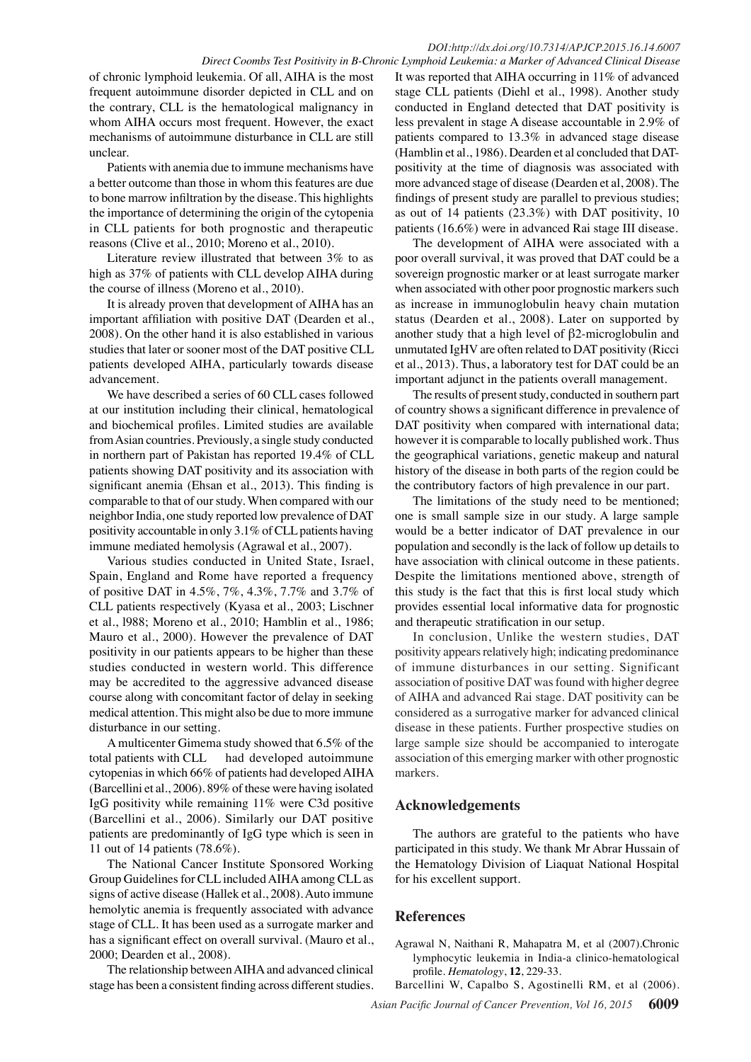of chronic lymphoid leukemia. Of all, AIHA is the most frequent autoimmune disorder depicted in CLL and on the contrary, CLL is the hematological malignancy in whom AIHA occurs most frequent. However, the exact mechanisms of autoimmune disturbance in CLL are still unclear.

Patients with anemia due to immune mechanisms have a better outcome than those in whom this features are due to bone marrow infiltration by the disease. This highlights the importance of determining the origin of the cytopenia in CLL patients for both prognostic and therapeutic reasons (Clive et al., 2010; Moreno et al., 2010).

Literature review illustrated that between 3% to as high as 37% of patients with CLL develop AIHA during the course of illness (Moreno et al., 2010).

It is already proven that development of AIHA has an important affiliation with positive DAT (Dearden et al., 2008). On the other hand it is also established in various studies that later or sooner most of the DAT positive CLL patients developed AIHA, particularly towards disease advancement.

We have described a series of 60 CLL cases followed at our institution including their clinical, hematological and biochemical profiles. Limited studies are available from Asian countries. Previously, a single study conducted in northern part of Pakistan has reported 19.4% of CLL patients showing DAT positivity and its association with significant anemia (Ehsan et al., 2013). This finding is comparable to that of our study. When compared with our neighbor India, one study reported low prevalence of DAT positivity accountable in only 3.1% of CLL patients having immune mediated hemolysis (Agrawal et al., 2007).

Various studies conducted in United State, Israel, Spain, England and Rome have reported a frequency of positive DAT in 4.5%, 7%, 4.3%, 7.7% and 3.7% of CLL patients respectively (Kyasa et al., 2003; Lischner et al., l988; Moreno et al., 2010; Hamblin et al., 1986; Mauro et al., 2000). However the prevalence of DAT positivity in our patients appears to be higher than these studies conducted in western world. This difference may be accredited to the aggressive advanced disease course along with concomitant factor of delay in seeking medical attention. This might also be due to more immune disturbance in our setting.

A multicenter Gimema study showed that 6.5% of the total patients with CLL had developed autoimmune cytopenias in which 66% of patients had developed AIHA (Barcellini et al., 2006). 89% of these were having isolated IgG positivity while remaining 11% were C3d positive (Barcellini et al., 2006). Similarly our DAT positive patients are predominantly of IgG type which is seen in 11 out of 14 patients (78.6%).

The National Cancer Institute Sponsored Working Group Guidelines for CLL included AIHA among CLL as signs of active disease (Hallek et al., 2008). Auto immune hemolytic anemia is frequently associated with advance stage of CLL. It has been used as a surrogate marker and has a significant effect on overall survival. (Mauro et al., 2000; Dearden et al., 2008).

The relationship between AIHA and advanced clinical stage has been a consistent finding across different studies. It was reported that AIHA occurring in 11% of advanced stage CLL patients (Diehl et al., 1998). Another study conducted in England detected that DAT positivity is less prevalent in stage A disease accountable in 2.9% of patients compared to 13.3% in advanced stage disease (Hamblin et al., 1986). Dearden et al concluded that DAT-positivity at the time of diagnosis was associated with more advanced stage of disease (Dearden et al, 2008). The findings of present study are parallel to previous studies; as out of 14 patients (23.3%) with DAT positivity, 10 patients (16.6%) were in advanced Rai stage III disease.

The development of AIHA were associated with a poor overall survival, it was proved that DAT could be a sovereign prognostic marker or at least surrogate marker when associated with other poor prognostic markers such as increase in immunoglobulin heavy chain mutation status (Dearden et al., 2008). Later on supported by another study that a high level of β2-microglobulin and unmutated IgHV are often related to DAT positivity (Ricci et al., 2013). Thus, a laboratory test for DAT could be an important adjunct in the patients overall management.

The results of present study, conducted in southern part of country shows a significant difference in prevalence of DAT positivity when compared with international data; however it is comparable to locally published work. Thus the geographical variations, genetic makeup and natural history of the disease in both parts of the region could be the contributory factors of high prevalence in our part.

The limitations of the study need to be mentioned; one is small sample size in our study. A large sample would be a better indicator of DAT prevalence in our population and secondly is the lack of follow up details to have association with clinical outcome in these patients. Despite the limitations mentioned above, strength of this study is the fact that this is first local study which provides essential local informative data for prognostic and therapeutic stratification in our setup.

In conclusion, Unlike the western studies, DAT positivity appears relatively high; indicating predominance of immune disturbances in our setting. Significant association of positive DAT was found with higher degree of AIHA and advanced Rai stage. DAT positivity can be considered as a surrogative marker for advanced clinical disease in these patients. Further prospective studies on large sample size should be accompanied to interogate association of this emerging marker with other prognostic markers.

## Acknowledgements

The authors are grateful to the patients who have participated in this study. We thank Mr Abrar Hussain of the Hematology Division of Liaquat National Hospital for his excellent support.

## References

Agrawal N, Naithani R, Mahapatra M, et al (2007).Chronic lymphocytic leukemia in India-a clinico-hematological profile. *Hematology*, **12**, 229-33.

Barcellini W, Capalbo S, Agostinelli RM, et al (2006).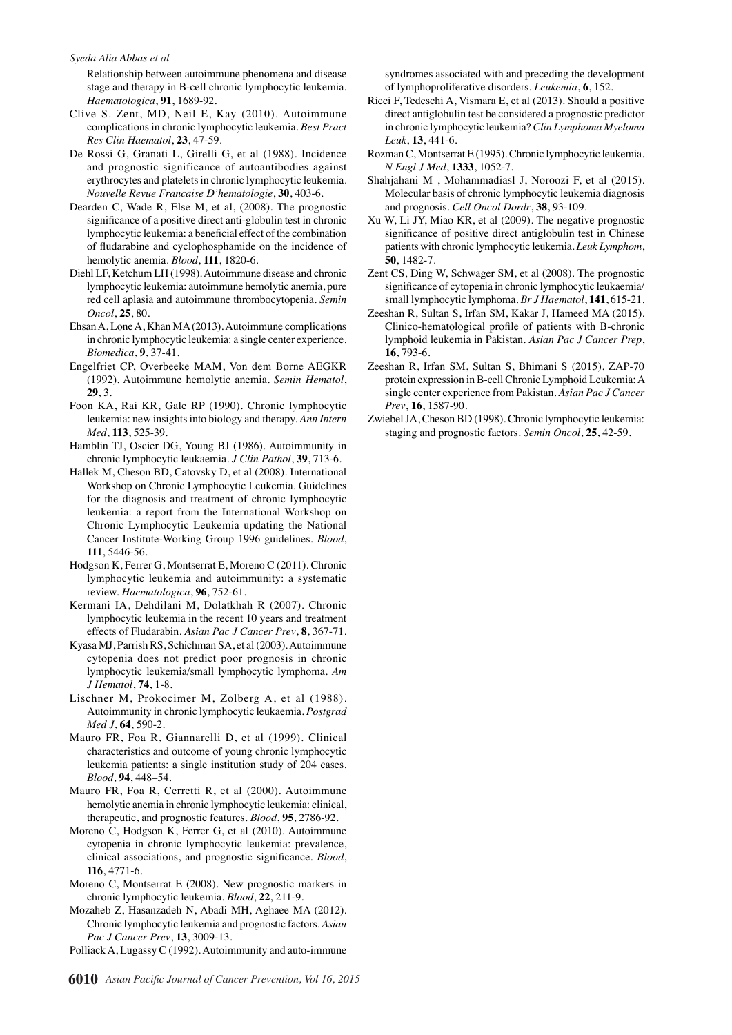Relationship between autoimmune phenomena and disease stage and therapy in B-cell chronic lymphocytic leukemia. *Haematologica*, **91**, 1689-92.

Clive S. Zent, MD, Neil E, Kay (2010). Autoimmune complications in chronic lymphocytic leukemia. *Best Pract Res Clin Haematol*, **23**, 47-59.

De Rossi G, Granati L, Girelli G, et al (1988). Incidence and prognostic significance of autoantibodies against erythrocytes and platelets in chronic lymphocytic leukemia. *Nouvelle Revue Francaise D'hematologie*, **30**, 403-6.

Dearden C, Wade R, Else M, et al, (2008). The prognostic significance of a positive direct anti-globulin test in chronic lymphocytic leukemia: a beneficial effect of the combination of fludarabine and cyclophosphamide on the incidence of hemolytic anemia. *Blood*, **111**, 1820-6.

Diehl LF, Ketchum LH (1998). Autoimmune disease and chronic lymphocytic leukemia: autoimmune hemolytic anemia, pure red cell aplasia and autoimmune thrombocytopenia. *Semin Oncol*, **25**, 80.

Ehsan A, Lone A, Khan MA (2013). Autoimmune complications in chronic lymphocytic leukemia: a single center experience. *Biomedica*, **9**, 37-41.

Engelfriet CP, Overbeeke MAM, Von dem Borne AEGKR (1992). Autoimmune hemolytic anemia. *Semin Hematol*, **29**, 3.

Foon KA, Rai KR, Gale RP (1990). Chronic lymphocytic leukemia: new insights into biology and therapy. *Ann Intern Med*, **113**, 525-39.

Hamblin TJ, Oscier DG, Young BJ (1986). Autoimmunity in chronic lymphocytic leukaemia. *J Clin Pathol*, **39**, 713-6.

Hallek M, Cheson BD, Catovsky D, et al (2008). International Workshop on Chronic Lymphocytic Leukemia. Guidelines for the diagnosis and treatment of chronic lymphocytic leukemia: a report from the International Workshop on Chronic Lymphocytic Leukemia updating the National Cancer Institute-Working Group 1996 guidelines. *Blood*, **111**, 5446-56.

Hodgson K, Ferrer G, Montserrat E, Moreno C (2011). Chronic lymphocytic leukemia and autoimmunity: a systematic review. *Haematologica*, **96**, 752-61.

Kermani IA, Dehdilani M, Dolatkhah R (2007). Chronic lymphocytic leukemia in the recent 10 years and treatment effects of Fludarabin. *Asian Pac J Cancer Prev*, **8**, 367-71.

Kyasa MJ, Parrish RS, Schichman SA, et al (2003). Autoimmune cytopenia does not predict poor prognosis in chronic lymphocytic leukemia/small lymphocytic lymphoma. *Am J Hematol*, **74**, 1-8.

Lischner M, Prokocimer M, Zolberg A, et al (1988). Autoimmunity in chronic lymphocytic leukaemia. *Postgrad Med J*, **64**, 590-2.

Mauro FR, Foa R, Giannarelli D, et al (1999). Clinical characteristics and outcome of young chronic lymphocytic leukemia patients: a single institution study of 204 cases. *Blood*, **94**, 448–54.

Mauro FR, Foa R, Cerretti R, et al (2000). Autoimmune hemolytic anemia in chronic lymphocytic leukemia: clinical, therapeutic, and prognostic features. *Blood*, **95**, 2786-92.

Moreno C, Hodgson K, Ferrer G, et al (2010). Autoimmune cytopenia in chronic lymphocytic leukemia: prevalence, clinical associations, and prognostic significance. *Blood*, **116**, 4771-6.

Moreno C, Montserrat E (2008). New prognostic markers in chronic lymphocytic leukemia. *Blood*, **22**, 211-9.

Mozaheb Z, Hasanzadeh N, Abadi MH, Aghaee MA (2012). Chronic lymphocytic leukemia and prognostic factors. *Asian Pac J Cancer Prev*, **13**, 3009-13.

Polliack A, Lugassy C (1992). Autoimmunity and auto-immune syndromes associated with and preceding the development of lymphoproliferative disorders. *Leukemia*, **6**, 152.

Ricci F, Tedeschi A, Vismara E, et al (2013). Should a positive direct antiglobulin test be considered a prognostic predictor in chronic lymphocytic leukemia? *Clin Lymphoma Myeloma Leuk*, **13**, 441-6.

Rozman C, Montserrat E (1995). Chronic lymphocytic leukemia. *N Engl J Med*, **1333**, 1052-7.

Shahjahani M , Mohammadiasl J, Noroozi F, et al (2015). Molecular basis of chronic lymphocytic leukemia diagnosis and prognosis. *Cell Oncol Dordr*, **38**, 93-109.

Xu W, Li JY, Miao KR, et al (2009). The negative prognostic significance of positive direct antiglobulin test in Chinese patients with chronic lymphocytic leukemia. *Leuk Lymphom*, **50**, 1482-7.

Zent CS, Ding W, Schwager SM, et al (2008). The prognostic significance of cytopenia in chronic lymphocytic leukaemia/small lymphocytic lymphoma. *Br J Haematol*, **141**, 615-21.

Zeeshan R, Sultan S, Irfan SM, Kakar J, Hameed MA (2015). Clinico-hematological profile of patients with B-chronic lymphoid leukemia in Pakistan. *Asian Pac J Cancer Prep*, **16**, 793-6.

Zeeshan R, Irfan SM, Sultan S, Bhimani S (2015). ZAP-70 protein expression in B-cell Chronic Lymphoid Leukemia: A single center experience from Pakistan. *Asian Pac J Cancer Prev*, **16**, 1587-90.

Zwiebel JA, Cheson BD (1998). Chronic lymphocytic leukemia: staging and prognostic factors. *Semin Oncol*, **25**, 42-59.